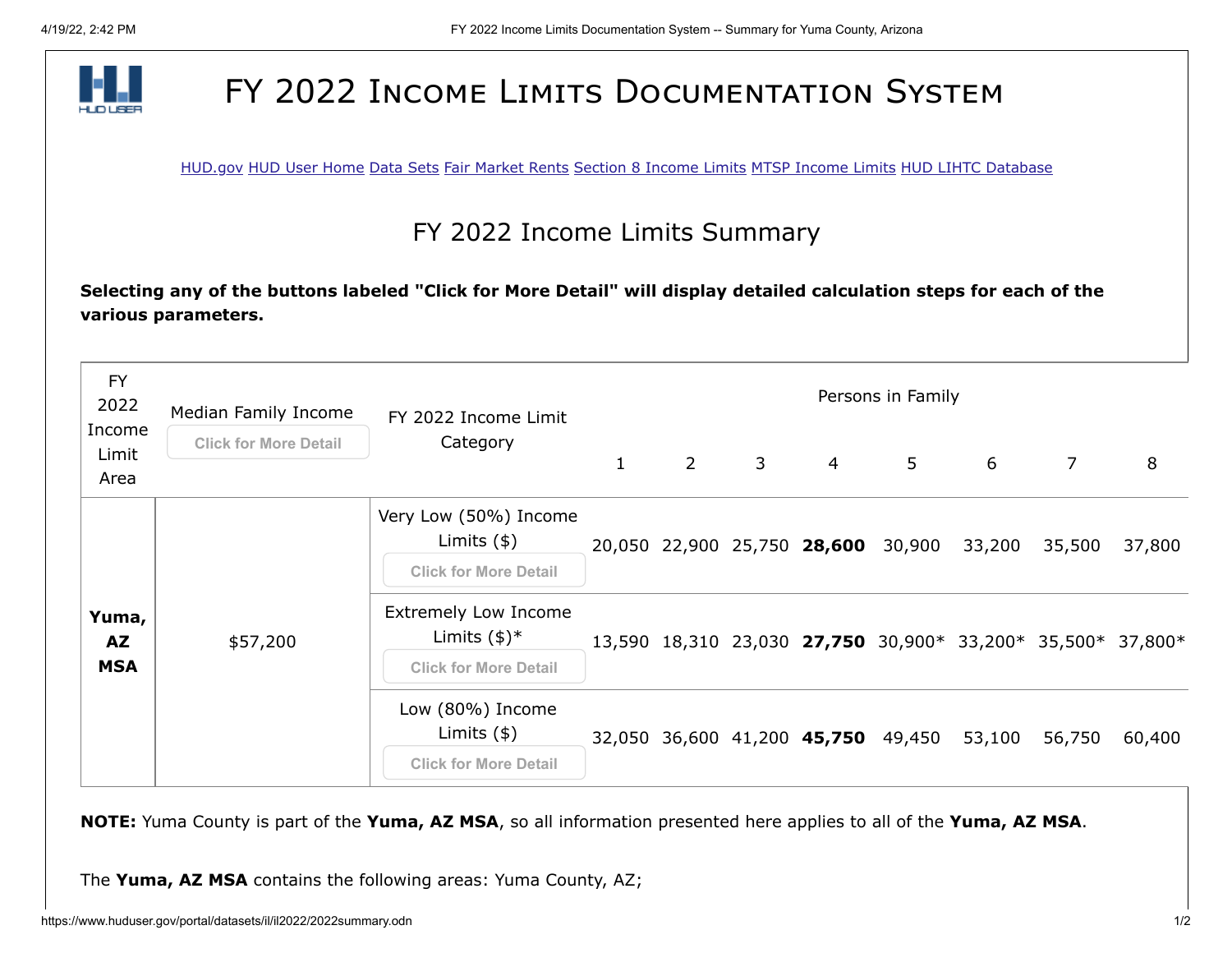# FY 2022 Income Limits Documentation System

HUD.gov HUD User Home Data Sets Fair Market Rents Section 8 Income Limits MTSP Income Limits HUD LIHTC Database

## FY 2022 Income Limits Summary

**Selecting any of the buttons labeled "Click for More Detail" will display detailed calculation steps for each of the various parameters.**

| FY 2022 Income Limit Area | Median Family Income (Click for More Detail) | FY 2022 Income Limit Category | Persons in Family | | | | | | | |
|---|---|---|---|---|---|---|---|---|---|---|
| | | | 1 | 2 | 3 | 4 | 5 | 6 | 7 | 8 |
| **Yuma, AZ MSA** | $57,200 | Very Low (50%) Income Limits ($) (Click for More Detail) | 20,050 | 22,900 | 25,750 | **28,600** | 30,900 | 33,200 | 35,500 | 37,800 |
| | | Extremely Low Income Limits ($)* (Click for More Detail) | 13,590 | 18,310 | 23,030 | **27,750** | 30,900* | 33,200* | 35,500* | 37,800* |
| | | Low (80%) Income Limits ($) (Click for More Detail) | 32,050 | 36,600 | 41,200 | **45,750** | 49,450 | 53,100 | 56,750 | 60,400 |

**NOTE:** Yuma County is part of the **Yuma, AZ MSA**, so all information presented here applies to all of the **Yuma, AZ MSA**.

The **Yuma, AZ MSA** contains the following areas: Yuma County, AZ;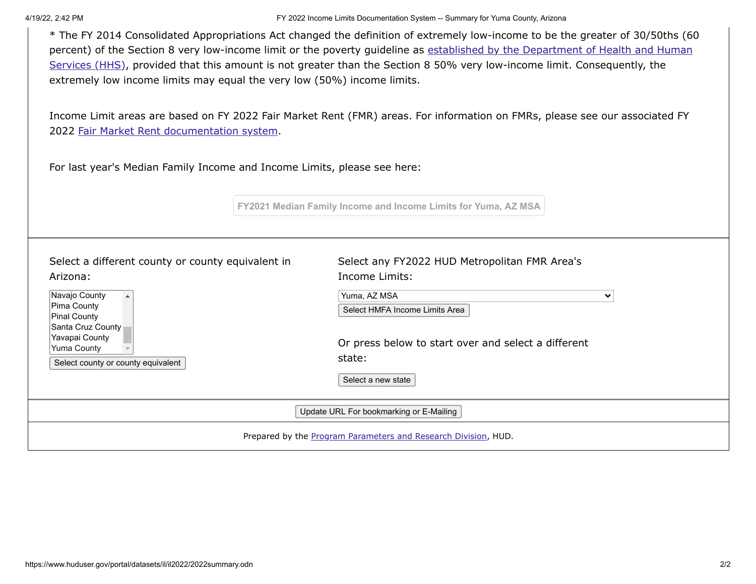* The FY 2014 Consolidated Appropriations Act changed the definition of extremely low-income to be the greater of 30/50ths (60 percent) of the Section 8 very low-income limit or the poverty guideline as established by the Department of Health and Human Services (HHS), provided that this amount is not greater than the Section 8 50% very low-income limit. Consequently, the extremely low income limits may equal the very low (50%) income limits.

Income Limit areas are based on FY 2022 Fair Market Rent (FMR) areas. For information on FMRs, please see our associated FY 2022 Fair Market Rent documentation system.

For last year's Median Family Income and Income Limits, please see here:

FY2021 Median Family Income and Income Limits for Yuma, AZ MSA

Select a different county or county equivalent in Arizona:

Navajo County
Pima County
Pinal County
Santa Cruz County
Yavapai County
Yuma County

Select county or county equivalent

Select any FY2022 HUD Metropolitan FMR Area's Income Limits:

Yuma, AZ MSA

Select HMFA Income Limits Area

Or press below to start over and select a different state:

Select a new state

Update URL For bookmarking or E-Mailing

Prepared by the Program Parameters and Research Division, HUD.